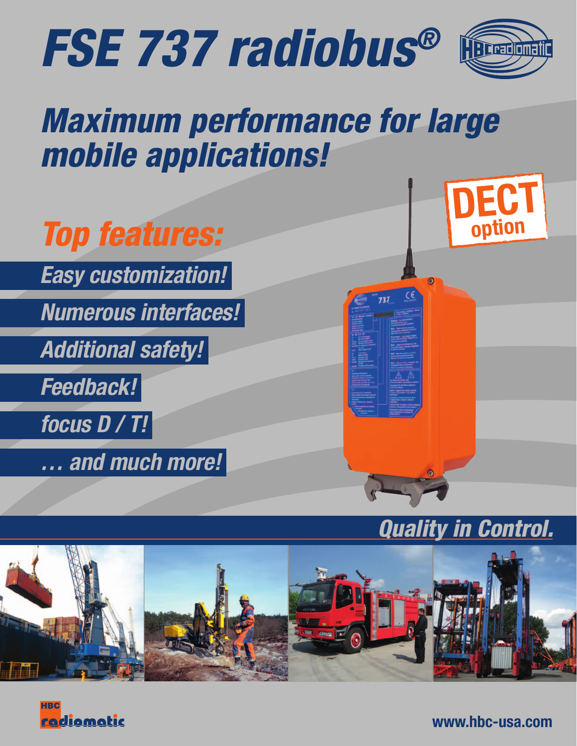# FSE 737 radiobus®

## Maximum performance for large mobile applications!

**DECT option**

### Top features:

- Easy customization!
- Numerous interfaces!
- Additional safety!
- Feedback!
- focus D / T!
- … and much more!

**Quality in Control.**

HBC radiomatic

www.hbc-usa.com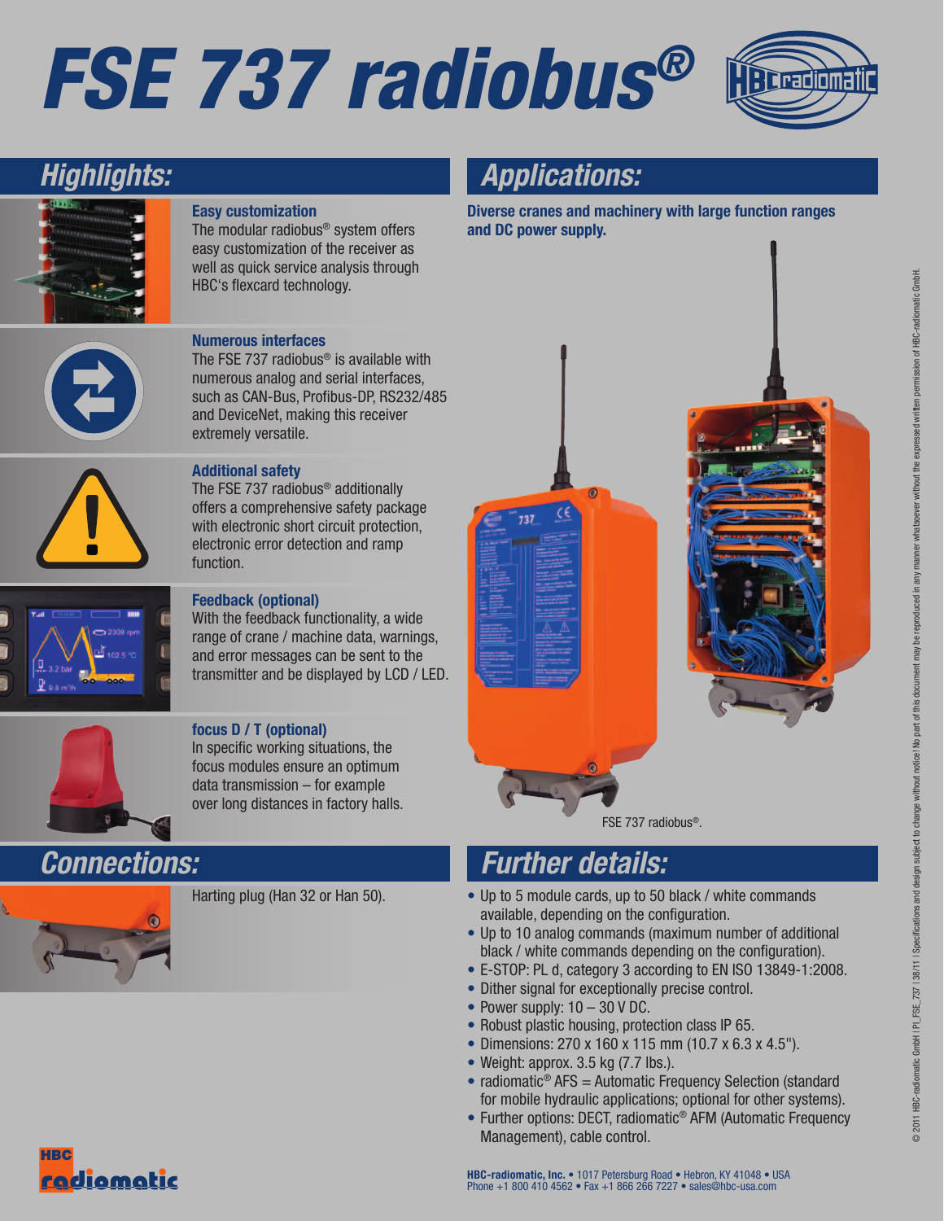# FSE 737 radiobus®

## Highlights:

### Easy customization

The modular radiobus® system offers easy customization of the receiver as well as quick service analysis through HBC's flexcard technology.

### Numerous interfaces

The FSE 737 radiobus® is available with numerous analog and serial interfaces, such as CAN-Bus, Profibus-DP, RS232/485 and DeviceNet, making this receiver extremely versatile.

### Additional safety

The FSE 737 radiobus® additionally offers a comprehensive safety package with electronic short circuit protection, electronic error detection and ramp function.

### Feedback (optional)

With the feedback functionality, a wide range of crane / machine data, warnings, and error messages can be sent to the transmitter and be displayed by LCD / LED.

### focus D / T (optional)

In specific working situations, the focus modules ensure an optimum data transmission – for example over long distances in factory halls.

## Applications:

**Diverse cranes and machinery with large function ranges and DC power supply.**

FSE 737 radiobus®.

## Connections:

Harting plug (Han 32 or Han 50).

## Further details:

- Up to 5 module cards, up to 50 black / white commands available, depending on the configuration.
- Up to 10 analog commands (maximum number of additional black / white commands depending on the configuration).
- E-STOP: PL d, category 3 according to EN ISO 13849-1:2008.
- Dither signal for exceptionally precise control.
- Power supply: 10 – 30 V DC.
- Robust plastic housing, protection class IP 65.
- Dimensions: 270 x 160 x 115 mm (10.7 x 6.3 x 4.5").
- Weight: approx. 3.5 kg (7.7 lbs.).
- radiomatic® AFS = Automatic Frequency Selection (standard for mobile hydraulic applications; optional for other systems).
- Further options: DECT, radiomatic® AFM (Automatic Frequency Management), cable control.

**HBC-radiomatic, Inc.** • 1017 Petersburg Road • Hebron, KY 41048 • USA
Phone +1 800 410 4562 • Fax +1 866 266 7227 • sales@hbc-usa.com

© 2011 HBC-radiomatic GmbH | PI_FSE_737 | 38/11 | Specifications and design subject to change without notice! No part of this document may be reproduced in any manner whatsoever without the expressed written permission of HBC-radiomatic GmbH.